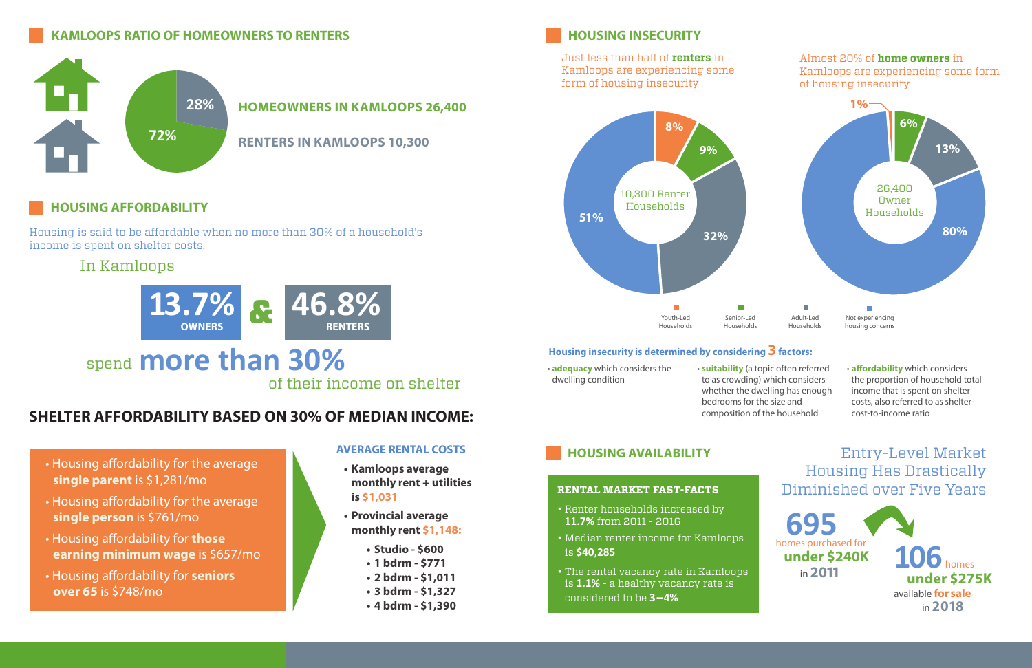## KAMLOOPS RATIO OF HOMEOWNERS TO RENTERS

72%
28%

**HOMEOWNERS IN KAMLOOPS 26,400**

**RENTERS IN KAMLOOPS 10,300**

## HOUSING AFFORDABILITY

Housing is said to be affordable when no more than 30% of a household's income is spent on shelter costs.

In Kamloops

**13.7%** OWNERS & **46.8%** RENTERS

spend **more than 30%** of their income on shelter

## SHELTER AFFORDABILITY BASED ON 30% OF MEDIAN INCOME:

- Housing affordability for the average **single parent** is $1,281/mo
- Housing affordability for the average **single person** is $761/mo
- Housing affordability for **those earning minimum wage** is $657/mo
- Housing affordability for **seniors over 65** is $748/mo

### AVERAGE RENTAL COSTS

- **Kamloops average monthly rent + utilities is $1,031**
- **Provincial average monthly rent $1,148:**
  - **Studio - $600**
  - **1 bdrm - $771**
  - **2 bdrm - $1,011**
  - **3 bdrm - $1,327**
  - **4 bdrm - $1,390**

## HOUSING INSECURITY

Just less than half of **renters** in Kamloops are experiencing some form of housing insecurity

10,300 Renter Households

8%
9%
32%
51%

Almost 20% of **home owners** in Kamloops are experiencing some form of housing insecurity

26,400 Owner Households

1%
6%
13%
80%

Youth-Led Households
Senior-Led Households
Adult-Led Households
Not experiencing housing concerns

**Housing insecurity is determined by considering 3 factors:**

- **adequacy** which considers the dwelling condition
- **suitability** (a topic often referred to as crowding) which considers whether the dwelling has enough bedrooms for the size and composition of the household
- **affordability** which considers the proportion of household total income that is spent on shelter costs, also referred to as shelter-cost-to-income ratio

## HOUSING AVAILABILITY

**RENTAL MARKET FAST-FACTS**

- Renter households increased by **11.7%** from 2011 - 2016
- Median renter income for Kamloops is **$40,285**
- The rental vacancy rate in Kamloops is **1.1%** - a healthy vacancy rate is considered to be **3–4%**

Entry-Level Market Housing Has Drastically Diminished over Five Years

**695** homes purchased for **under $240K** in **2011**

**106** homes **under $275K** available **for sale** in **2018**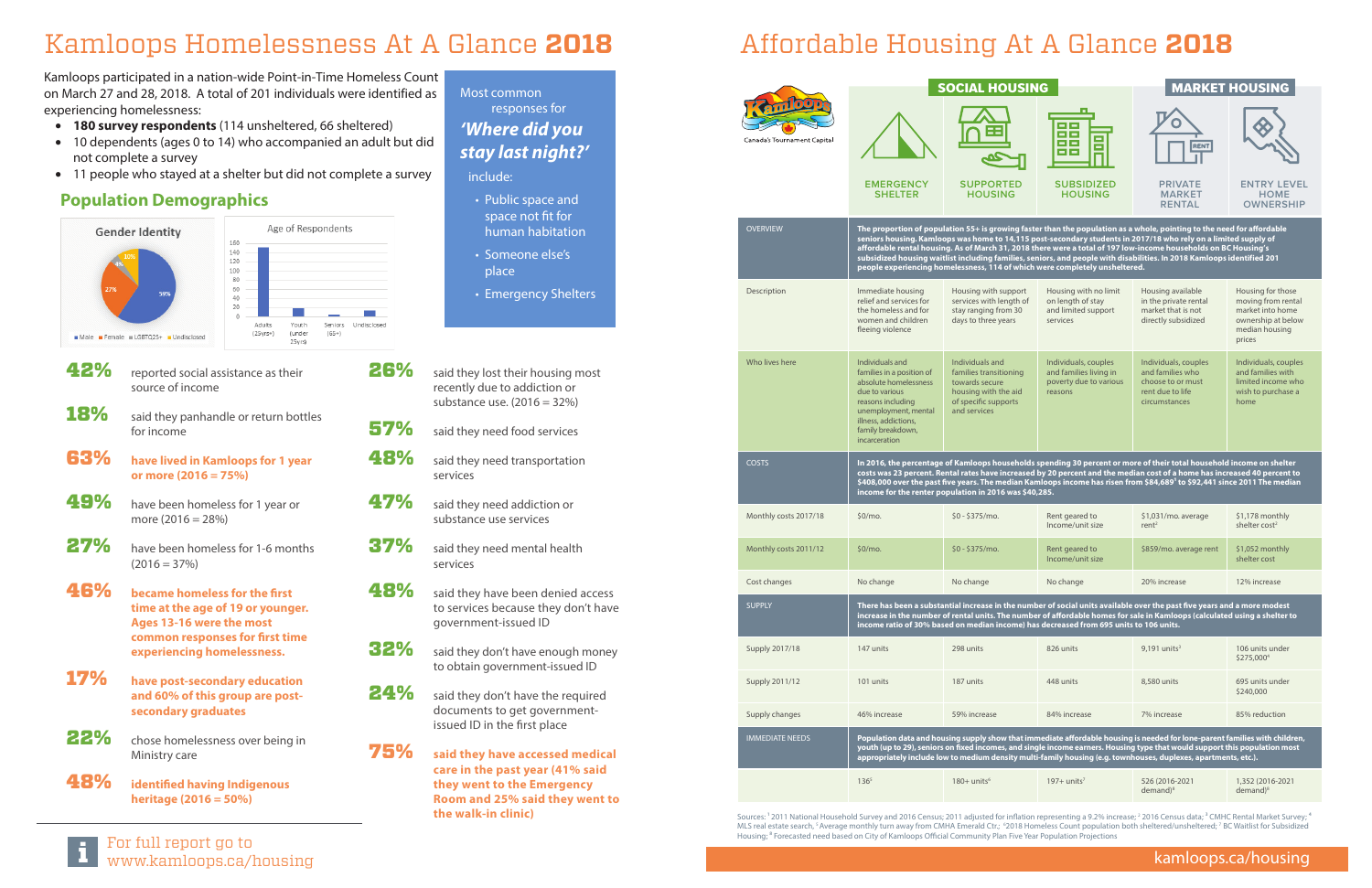# Kamloops Homelessness At A Glance **2018**

Kamloops participated in a nation-wide Point-in-Time Homeless Count on March 27 and 28, 2018. A total of 201 individuals were identified as experiencing homelessness:

- **180 survey respondents** (114 unsheltered, 66 sheltered)
- 10 dependents (ages 0 to 14) who accompanied an adult but did not complete a survey
- 11 people who stayed at a shelter but did not complete a survey

Most common responses for ***'Where did you stay last night?'*** include:

- Public space and space not fit for human habitation
- Someone else's place
- Emergency Shelters

## Population Demographics

Gender Identity

10%
4%
27%
59%

Male
Female
LGBTQ2S+
Undisclosed

Age of Respondents

160
140
120
100
80
60
40
20
0

Adults (25yrs+)
Youth (under 25yrs)
Seniors (65+)
Undisclosed

**42%** reported social assistance as their source of income

**18%** said they panhandle or return bottles for income

**63%** **have lived in Kamloops for 1 year or more (2016 = 75%)**

**49%** have been homeless for 1 year or more (2016 = 28%)

**27%** have been homeless for 1-6 months (2016 = 37%)

**46%** **became homeless for the first time at the age of 19 or younger. Ages 13-16 were the most common responses for first time experiencing homelessness.**

**17%** **have post-secondary education and 60% of this group are post-secondary graduates**

**22%** chose homelessness over being in Ministry care

**48%** **identified having Indigenous heritage (2016 = 50%)**

**26%** said they lost their housing most recently due to addiction or substance use. (2016 = 32%)

**57%** said they need food services

**48%** said they need transportation services

**47%** said they need addiction or substance use services

**37%** said they need mental health services

**48%** said they have been denied access to services because they don't have government-issued ID

**32%** said they don't have enough money to obtain government-issued ID

**24%** said they don't have the required documents to get government-issued ID in the first place

**75%** **said they have accessed medical care in the past year (41% said they went to the Emergency Room and 25% said they went to the walk-in clinic)**

For full report go to www.kamloops.ca/housing

# Affordable Housing At A Glance **2018**

Kamloops — Canada's Tournament Capital

| | SOCIAL HOUSING | | | MARKET HOUSING | |
|---|---|---|---|---|---|
| | EMERGENCY SHELTER | SUPPORTED HOUSING | SUBSIDIZED HOUSING | PRIVATE MARKET RENTAL | ENTRY LEVEL HOME OWNERSHIP |
| OVERVIEW | **The proportion of population 55+ is growing faster than the population as a whole, pointing to the need for affordable seniors housing. Kamloops was home to 14,115 post-secondary students in 2017/18 who rely on a limited supply of affordable rental housing. As of March 31, 2018 there were a total of 197 low-income households on BC Housing's subsidized housing waitlist including families, seniors, and people with disabilities. In 2018 Kamloops identified 201 people experiencing homelessness, 114 of which were completely unsheltered.** | | | | |
| Description | Immediate housing relief and services for the homeless and for women and children fleeing violence | Housing with support services with length of stay ranging from 30 days to three years | Housing with no limit on length of stay and limited support services | Housing available in the private rental market that is not directly subsidized | Housing for those moving from rental market into home ownership at below median housing prices |
| Who lives here | Individuals and families in a position of absolute homelessness due to various reasons including unemployment, mental illness, addictions, family breakdown, incarceration | Individuals and families transitioning towards secure housing with the aid of specific supports and services | Individuals, couples and families living in poverty due to various reasons | Individuals, couples and families who choose to or must rent due to life circumstances | Individuals, couples and families with limited income who wish to purchase a home |
| COSTS | **In 2016, the percentage of Kamloops households spending 30 percent or more of their total household income on shelter costs was 23 percent. Rental rates have increased by 20 percent and the median cost of a home has increased 40 percent to \$408,000 over the past five years. The median Kamloops income has risen from \$84,689[1] to \$92,441 since 2011 The median income for the renter population in 2016 was \$40,285.** | | | | |
| Monthly costs 2017/18 | \$0/mo. | \$0 - \$375/mo. | Rent geared to Income/unit size | \$1,031/mo. average rent[2] | \$1,178 monthly shelter cost[3] |
| Monthly costs 2011/12 | \$0/mo. | \$0 - \$375/mo. | Rent geared to Income/unit size | \$859/mo. average rent | \$1,052 monthly shelter cost |
| Cost changes | No change | No change | No change | 20% increase | 12% increase |
| SUPPLY | **There has been a substantial increase in the number of social units available over the past five years and a more modest increase in the number of rental units. The number of affordable homes for sale in Kamloops (calculated using a shelter to income ratio of 30% based on median income) has decreased from 695 units to 106 units.** | | | | |
| Supply 2017/18 | 147 units | 298 units | 826 units | 9,191 units[3] | 106 units under \$275,000[4] |
| Supply 2011/12 | 101 units | 187 units | 448 units | 8,580 units | 695 units under \$240,000 |
| Supply changes | 46% increase | 59% increase | 84% increase | 7% increase | 85% reduction |
| IMMEDIATE NEEDS | **Population data and housing supply show that immediate affordable housing is needed for lone-parent families with children, youth (up to 29), seniors on fixed incomes, and single income earners. Housing type that would support this population most appropriately include low to medium density multi-family housing (e.g. townhouses, duplexes, apartments, etc.).** | | | | |
| | 136[5] | 180+ units[6] | 197+ units[7] | 526 (2016-2021 demand)[8] | 1,352 (2016-2021 demand)[8] |

Sources: [1] 2011 National Household Survey and 2016 Census; 2011 adjusted for inflation representing a 9.2% increase; [2] 2016 Census data; [3] CMHC Rental Market Survey; [4] MLS real estate search, [5] Average monthly turn away from CMHA Emerald Ctr.; [6] 2018 Homeless Count population both sheltered/unsheltered; [7] BC Waitlist for Subsidized Housing; [8] Forecasted need based on City of Kamloops Official Community Plan Five Year Population Projections

kamloops.ca/housing